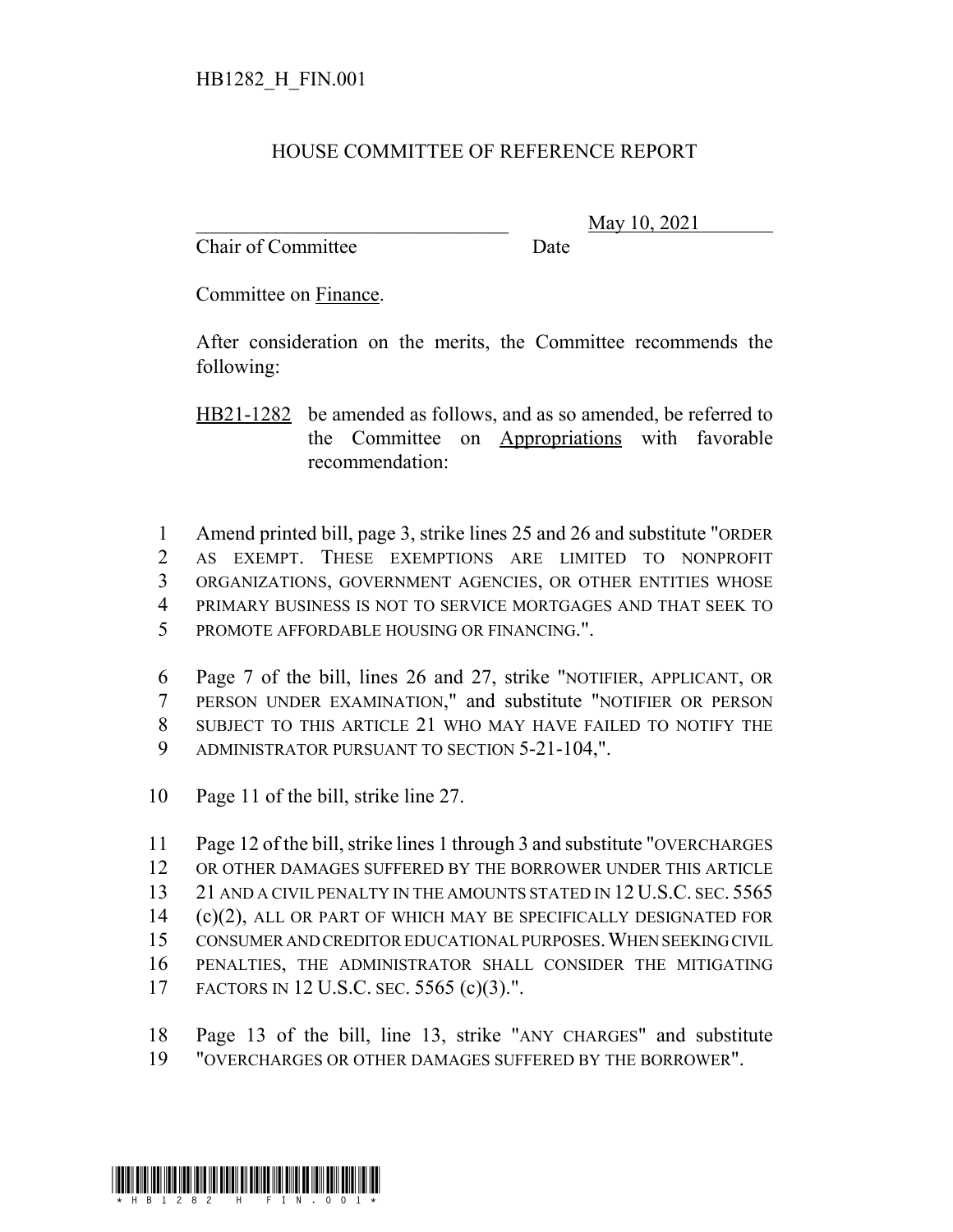HB1282_H_FIN.001

# HOUSE COMMITTEE OF REFERENCE REPORT

\_\_\_\_\_\_\_\_\_\_\_\_\_\_\_\_\_\_\_\_\_\_\_\_\_\_\_\_\_\_\_\_ May 10, 2021
Chair of Committee Date

Committee on Finance.

After consideration on the merits, the Committee recommends the following:

HB21-1282 be amended as follows, and as so amended, be referred to the Committee on Appropriations with favorable recommendation:

1 Amend printed bill, page 3, strike lines 25 and 26 and substitute "ORDER
2 AS EXEMPT. THESE EXEMPTIONS ARE LIMITED TO NONPROFIT
3 ORGANIZATIONS, GOVERNMENT AGENCIES, OR OTHER ENTITIES WHOSE
4 PRIMARY BUSINESS IS NOT TO SERVICE MORTGAGES AND THAT SEEK TO
5 PROMOTE AFFORDABLE HOUSING OR FINANCING.".

6 Page 7 of the bill, lines 26 and 27, strike "NOTIFIER, APPLICANT, OR
7 PERSON UNDER EXAMINATION," and substitute "NOTIFIER OR PERSON
8 SUBJECT TO THIS ARTICLE 21 WHO MAY HAVE FAILED TO NOTIFY THE
9 ADMINISTRATOR PURSUANT TO SECTION 5-21-104,".

10 Page 11 of the bill, strike line 27.

11 Page 12 of the bill, strike lines 1 through 3 and substitute "OVERCHARGES
12 OR OTHER DAMAGES SUFFERED BY THE BORROWER UNDER THIS ARTICLE
13 21 AND A CIVIL PENALTY IN THE AMOUNTS STATED IN 12 U.S.C. SEC. 5565
14 (c)(2), ALL OR PART OF WHICH MAY BE SPECIFICALLY DESIGNATED FOR
15 CONSUMER AND CREDITOR EDUCATIONAL PURPOSES. WHEN SEEKING CIVIL
16 PENALTIES, THE ADMINISTRATOR SHALL CONSIDER THE MITIGATING
17 FACTORS IN 12 U.S.C. SEC. 5565 (c)(3).".

18 Page 13 of the bill, line 13, strike "ANY CHARGES" and substitute
19 "OVERCHARGES OR OTHER DAMAGES SUFFERED BY THE BORROWER".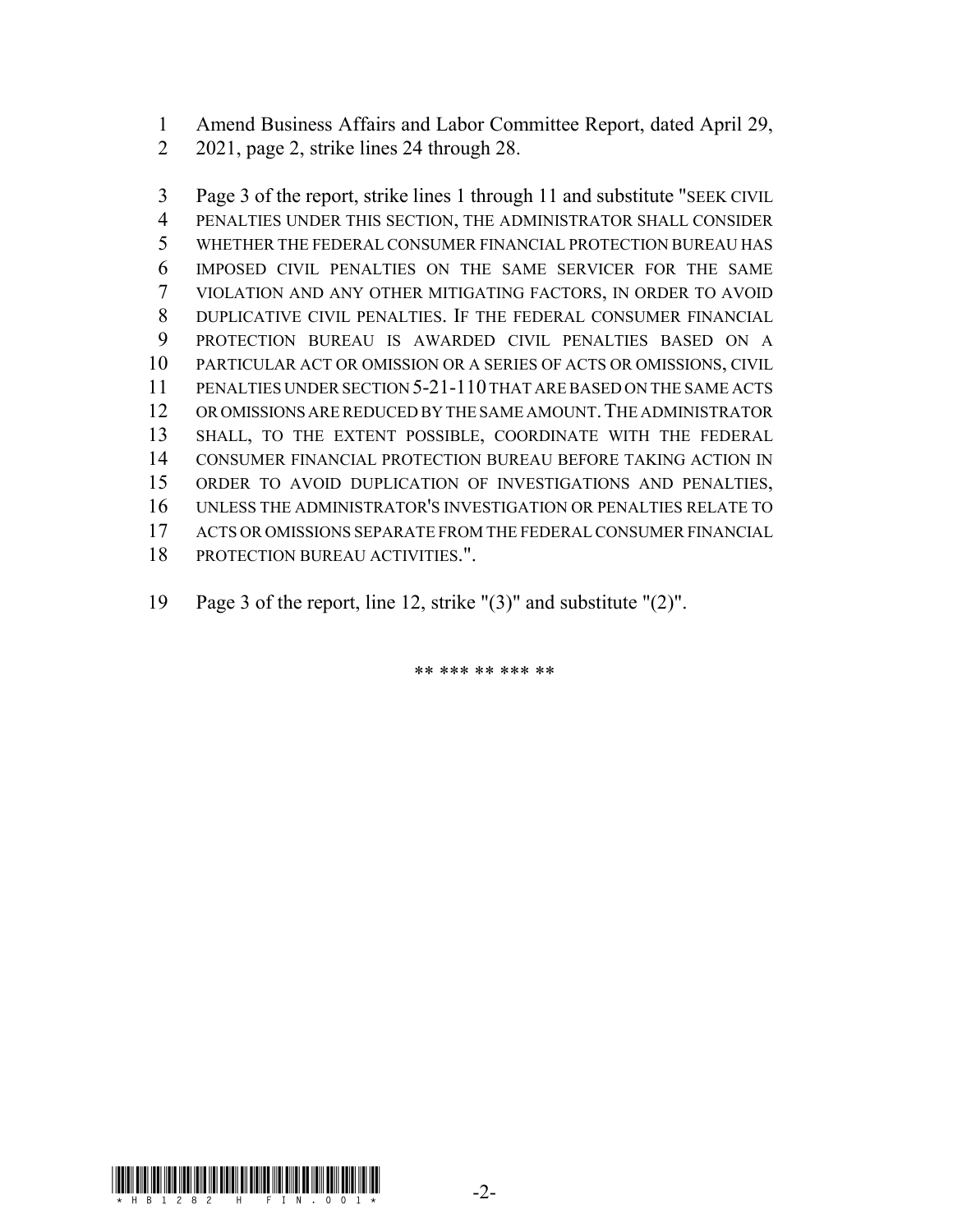Amend Business Affairs and Labor Committee Report, dated April 29, 2021, page 2, strike lines 24 through 28.

Page 3 of the report, strike lines 1 through 11 and substitute "SEEK CIVIL PENALTIES UNDER THIS SECTION, THE ADMINISTRATOR SHALL CONSIDER WHETHER THE FEDERAL CONSUMER FINANCIAL PROTECTION BUREAU HAS IMPOSED CIVIL PENALTIES ON THE SAME SERVICER FOR THE SAME VIOLATION AND ANY OTHER MITIGATING FACTORS, IN ORDER TO AVOID DUPLICATIVE CIVIL PENALTIES. IF THE FEDERAL CONSUMER FINANCIAL PROTECTION BUREAU IS AWARDED CIVIL PENALTIES BASED ON A PARTICULAR ACT OR OMISSION OR A SERIES OF ACTS OR OMISSIONS, CIVIL PENALTIES UNDER SECTION 5-21-110 THAT ARE BASED ON THE SAME ACTS OR OMISSIONS ARE REDUCED BY THE SAME AMOUNT. THE ADMINISTRATOR SHALL, TO THE EXTENT POSSIBLE, COORDINATE WITH THE FEDERAL CONSUMER FINANCIAL PROTECTION BUREAU BEFORE TAKING ACTION IN ORDER TO AVOID DUPLICATION OF INVESTIGATIONS AND PENALTIES, UNLESS THE ADMINISTRATOR'S INVESTIGATION OR PENALTIES RELATE TO ACTS OR OMISSIONS SEPARATE FROM THE FEDERAL CONSUMER FINANCIAL PROTECTION BUREAU ACTIVITIES.".

Page 3 of the report, line 12, strike "(3)" and substitute "(2)".

** *** ** *** **